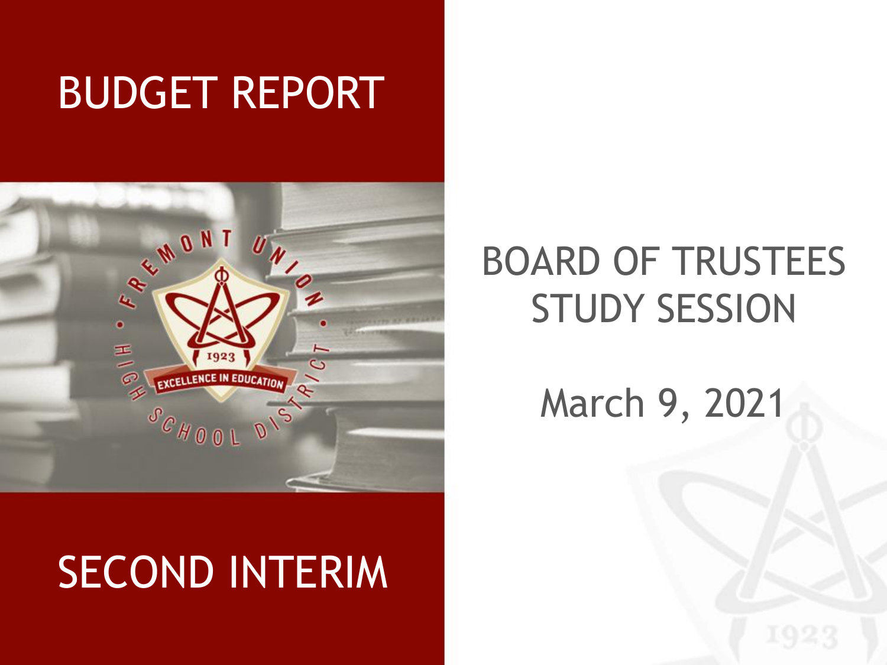# BUDGET REPORT

# SECOND INTERIM

## BOARD OF TRUSTEES STUDY SESSION

March 9, 2021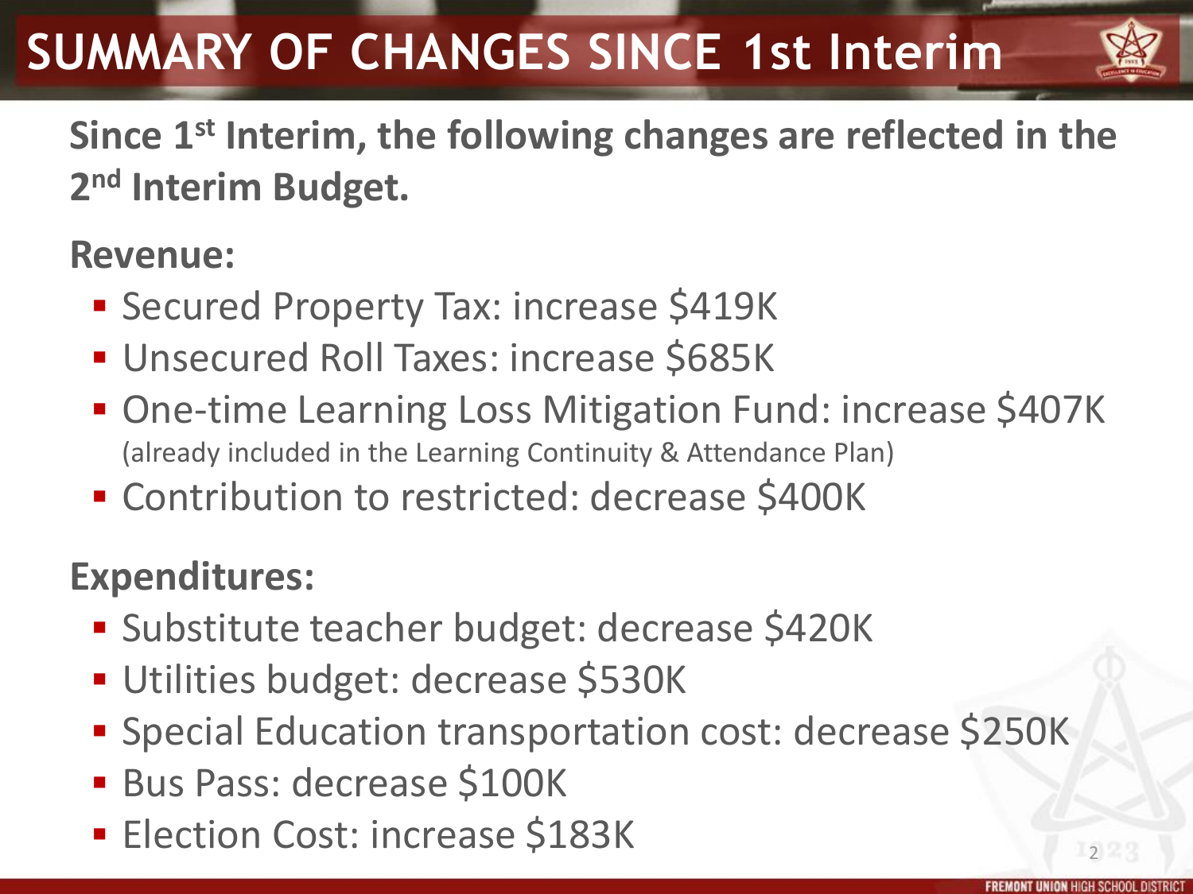# SUMMARY OF CHANGES SINCE 1st Interim

**Since 1st Interim, the following changes are reflected in the 2nd Interim Budget.**

**Revenue:**

- Secured Property Tax: increase $419K
- Unsecured Roll Taxes: increase $685K
- One-time Learning Loss Mitigation Fund: increase $407K (already included in the Learning Continuity & Attendance Plan)
- Contribution to restricted: decrease $400K

**Expenditures:**

- Substitute teacher budget: decrease $420K
- Utilities budget: decrease $530K
- Special Education transportation cost: decrease $250K
- Bus Pass: decrease $100K
- Election Cost: increase $183K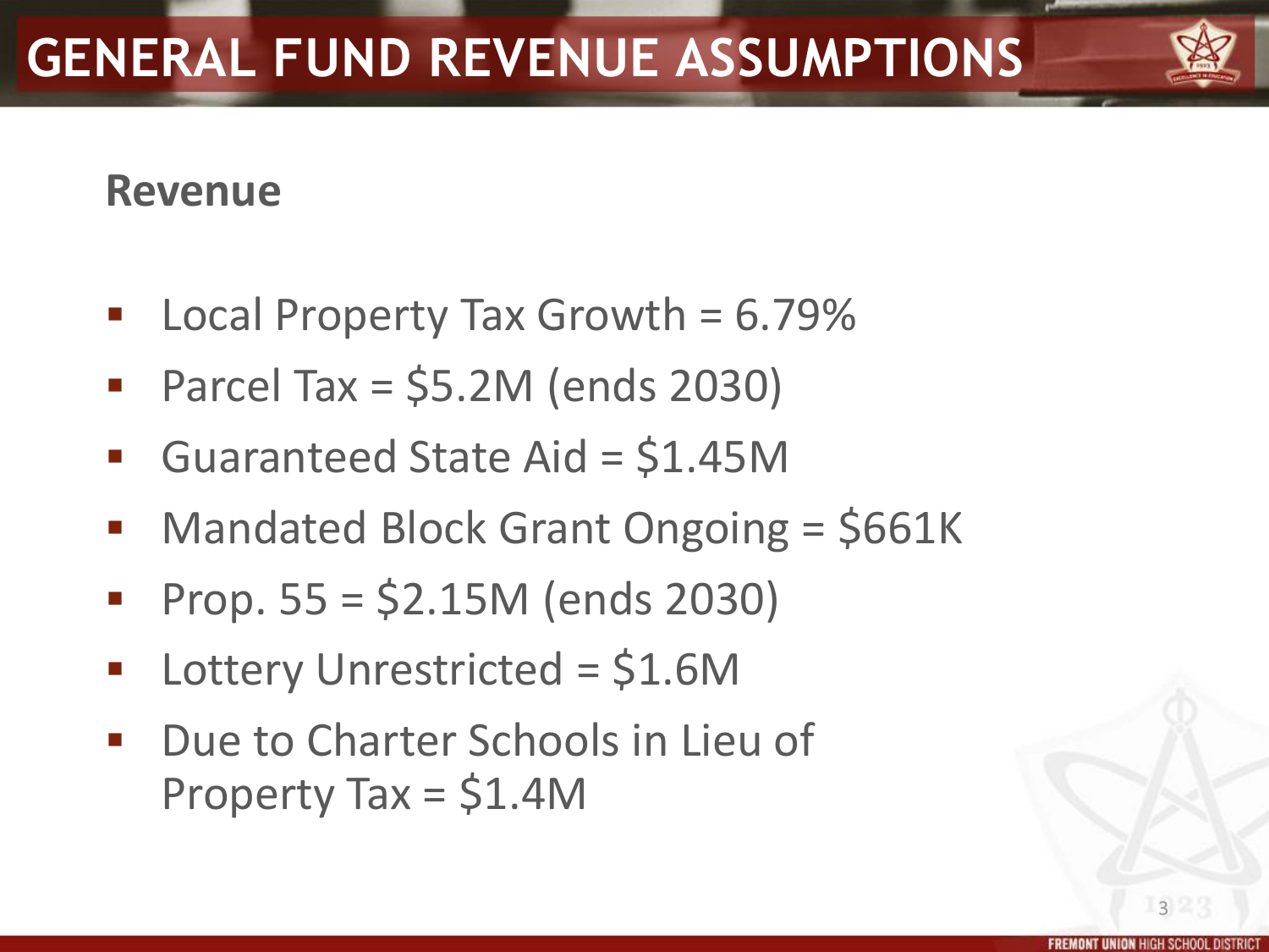# GENERAL FUND REVENUE ASSUMPTIONS

## Revenue

- Local Property Tax Growth = 6.79%
- Parcel Tax = $5.2M (ends 2030)
- Guaranteed State Aid = $1.45M
- Mandated Block Grant Ongoing = $661K
- Prop. 55 = $2.15M (ends 2030)
- Lottery Unrestricted = $1.6M
- Due to Charter Schools in Lieu of Property Tax = $1.4M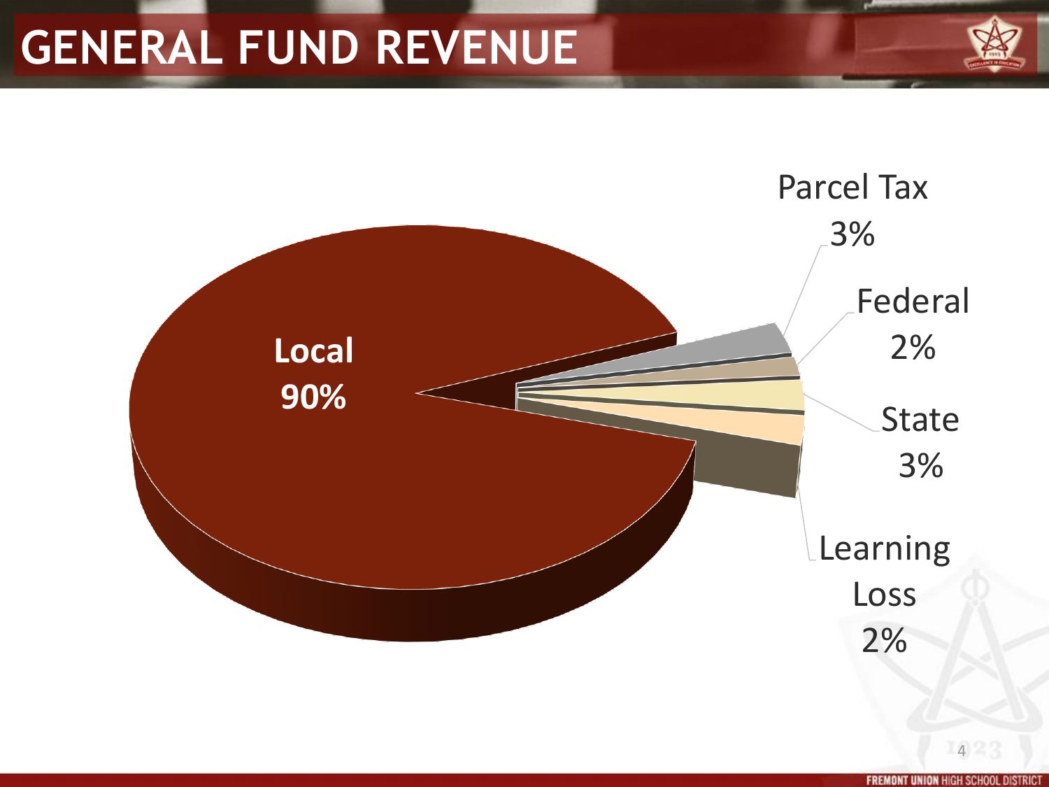# GENERAL FUND REVENUE

Local 90%

Parcel Tax 3%

Federal 2%

State 3%

Learning Loss 2%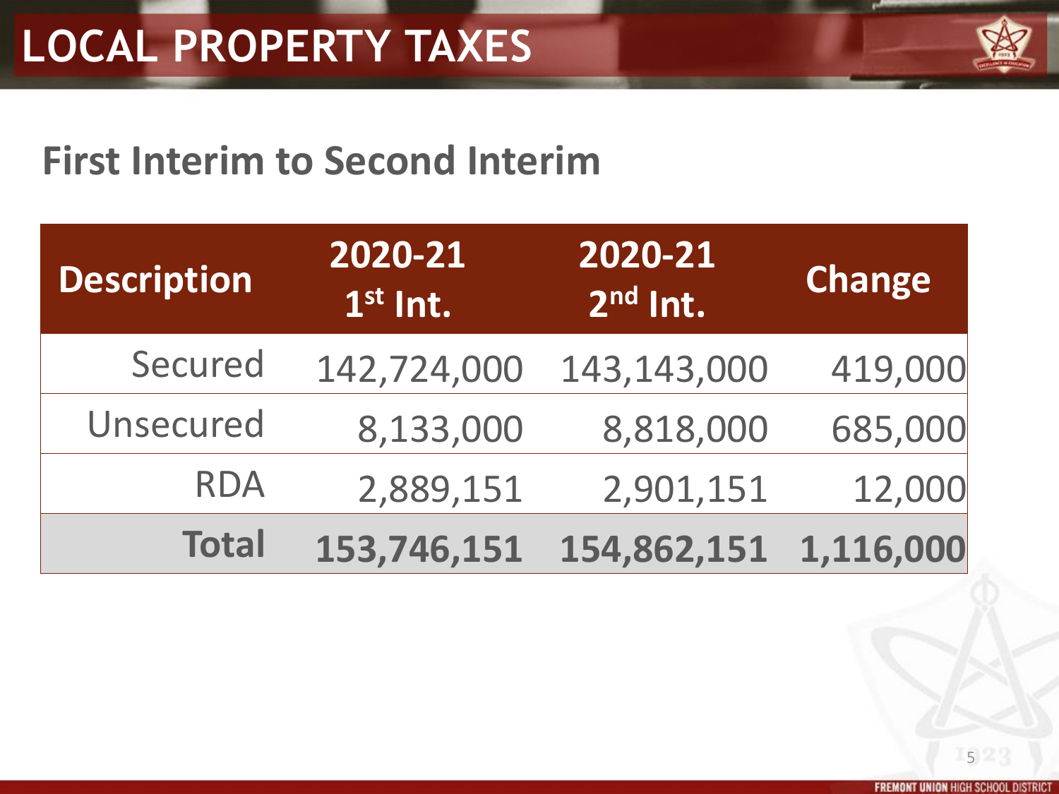# LOCAL PROPERTY TAXES

## First Interim to Second Interim

| Description | 2020-21 1st Int. | 2020-21 2nd Int. | Change |
|---|---|---|---|
| Secured | 142,724,000 | 143,143,000 | 419,000 |
| Unsecured | 8,133,000 | 8,818,000 | 685,000 |
| RDA | 2,889,151 | 2,901,151 | 12,000 |
| **Total** | **153,746,151** | **154,862,151** | **1,116,000** |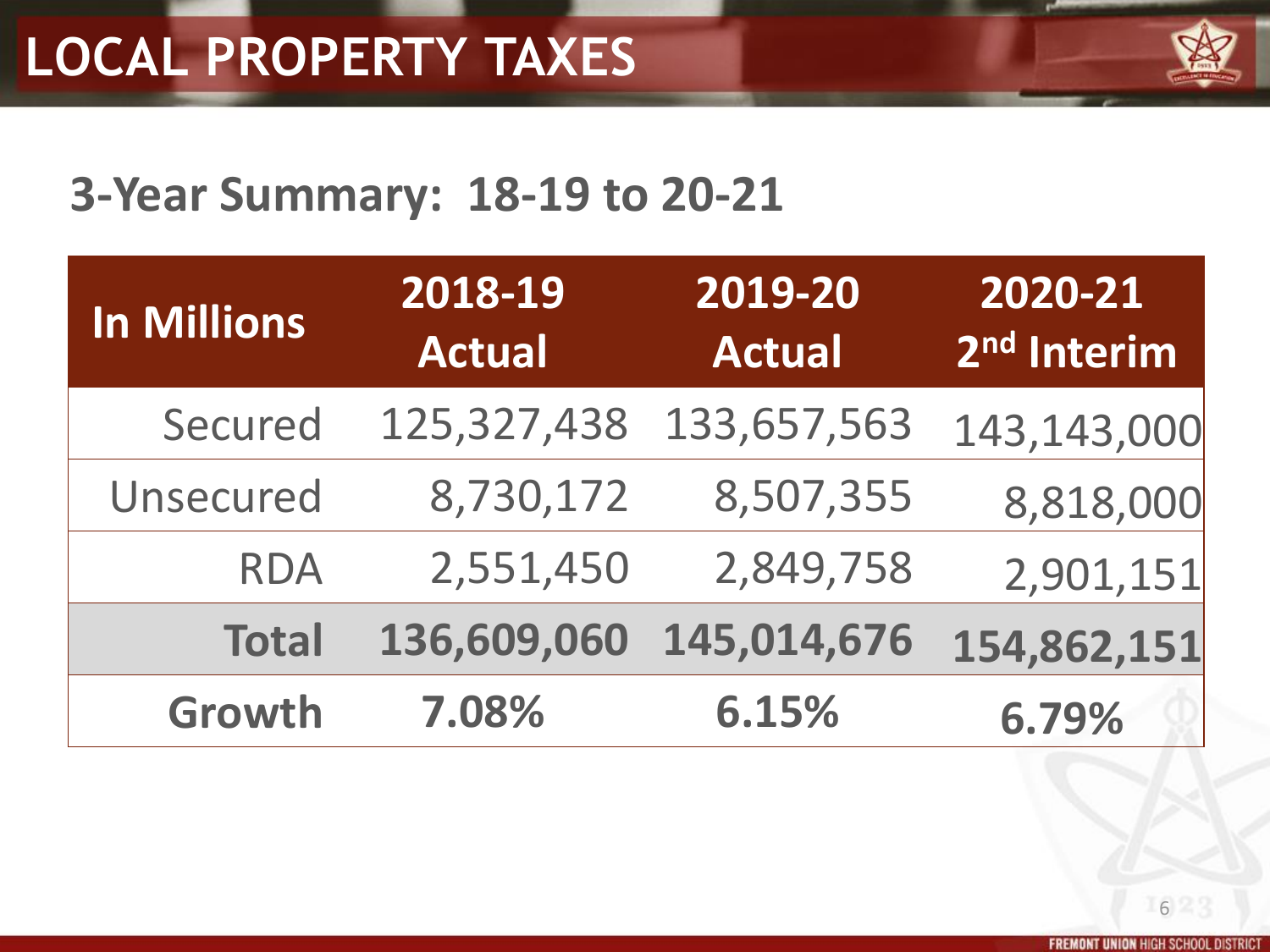# LOCAL PROPERTY TAXES

## 3-Year Summary: 18-19 to 20-21

| In Millions | 2018-19 Actual | 2019-20 Actual | 2020-21 2nd Interim |
|---|---|---|---|
| Secured | 125,327,438 | 133,657,563 | 143,143,000 |
| Unsecured | 8,730,172 | 8,507,355 | 8,818,000 |
| RDA | 2,551,450 | 2,849,758 | 2,901,151 |
| **Total** | **136,609,060** | **145,014,676** | **154,862,151** |
| **Growth** | **7.08%** | **6.15%** | **6.79%** |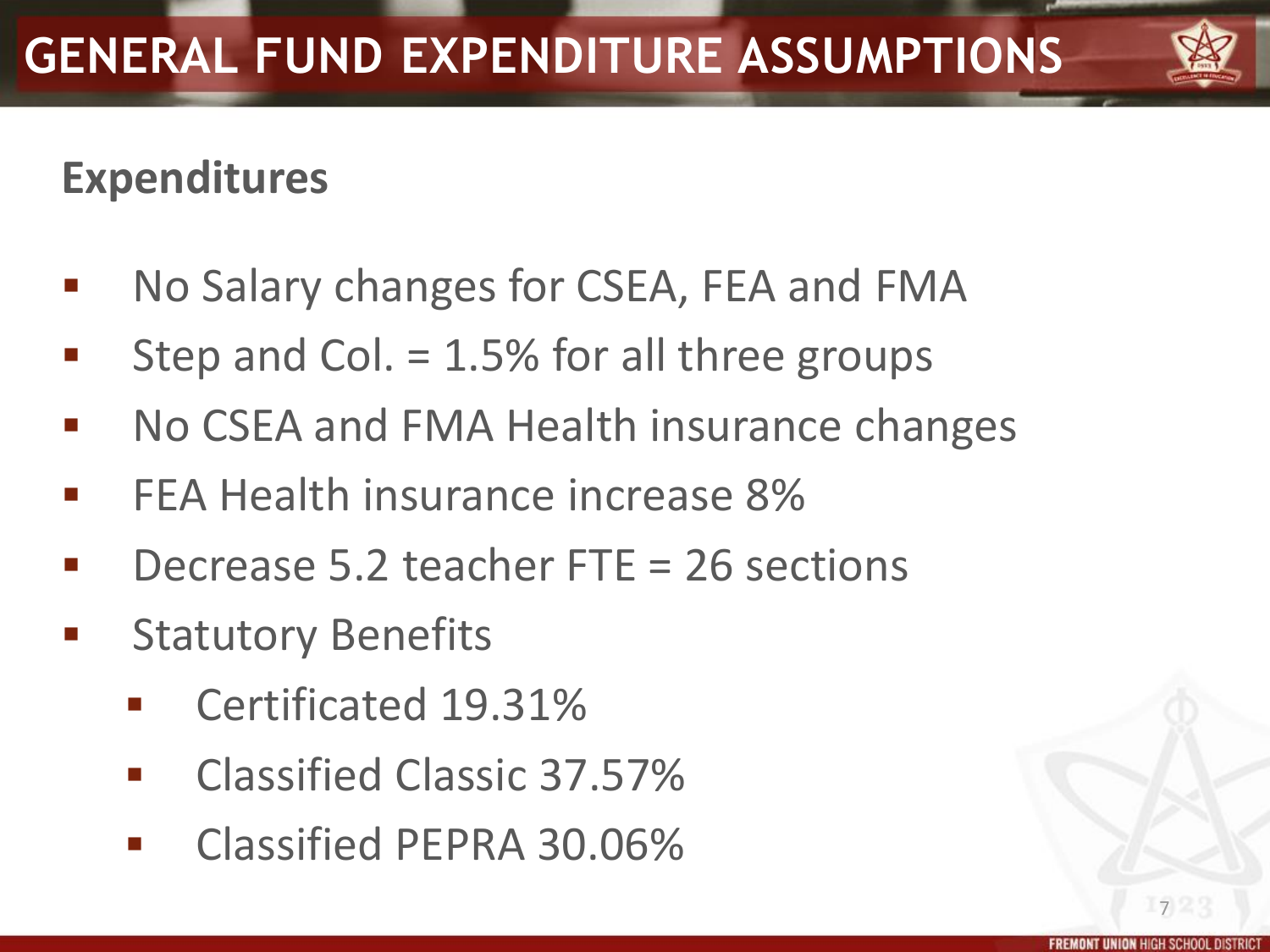# GENERAL FUND EXPENDITURE ASSUMPTIONS

## Expenditures

- No Salary changes for CSEA, FEA and FMA
- Step and Col. = 1.5% for all three groups
- No CSEA and FMA Health insurance changes
- FEA Health insurance increase 8%
- Decrease 5.2 teacher FTE = 26 sections
- Statutory Benefits
  - Certificated 19.31%
  - Classified Classic 37.57%
  - Classified PEPRA 30.06%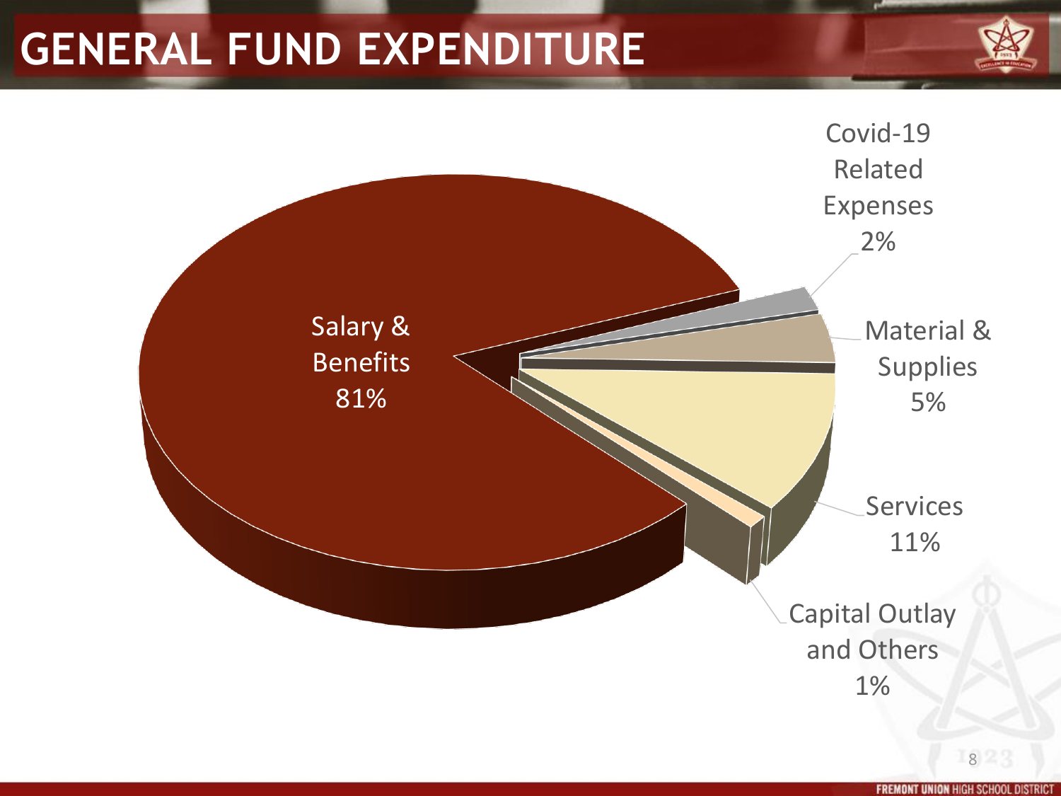# GENERAL FUND EXPENDITURE

Salary & Benefits 81%

Covid-19 Related Expenses 2%

Material & Supplies 5%

Services 11%

Capital Outlay and Others 1%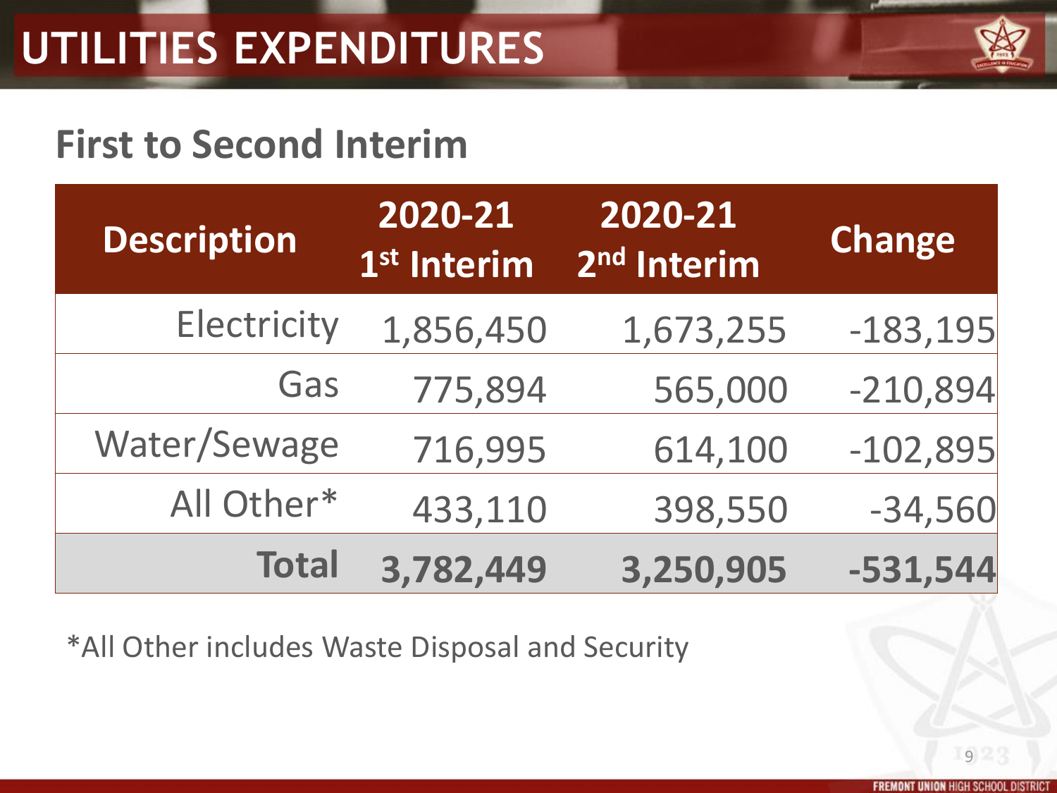# UTILITIES EXPENDITURES

## First to Second Interim

| Description | 2020-21 1st Interim | 2020-21 2nd Interim | Change |
|---|---|---|---|
| Electricity | 1,856,450 | 1,673,255 | -183,195 |
| Gas | 775,894 | 565,000 | -210,894 |
| Water/Sewage | 716,995 | 614,100 | -102,895 |
| All Other* | 433,110 | 398,550 | -34,560 |
| **Total** | **3,782,449** | **3,250,905** | **-531,544** |

*All Other includes Waste Disposal and Security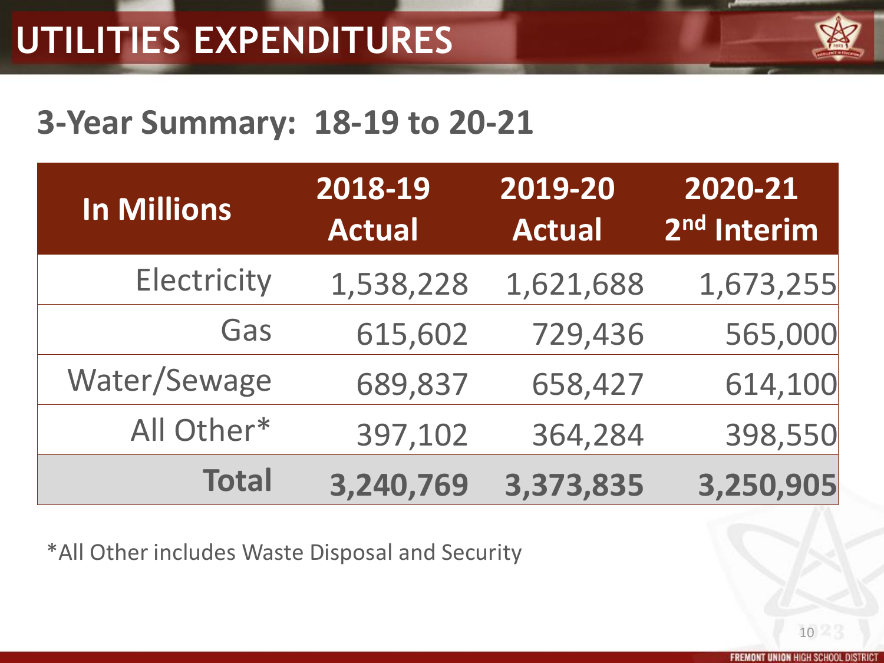# UTILITIES EXPENDITURES

## 3-Year Summary: 18-19 to 20-21

| In Millions | 2018-19 Actual | 2019-20 Actual | 2020-21 2nd Interim |
|---|---|---|---|
| Electricity | 1,538,228 | 1,621,688 | 1,673,255 |
| Gas | 615,602 | 729,436 | 565,000 |
| Water/Sewage | 689,837 | 658,427 | 614,100 |
| All Other* | 397,102 | 364,284 | 398,550 |
| **Total** | **3,240,769** | **3,373,835** | **3,250,905** |

*All Other includes Waste Disposal and Security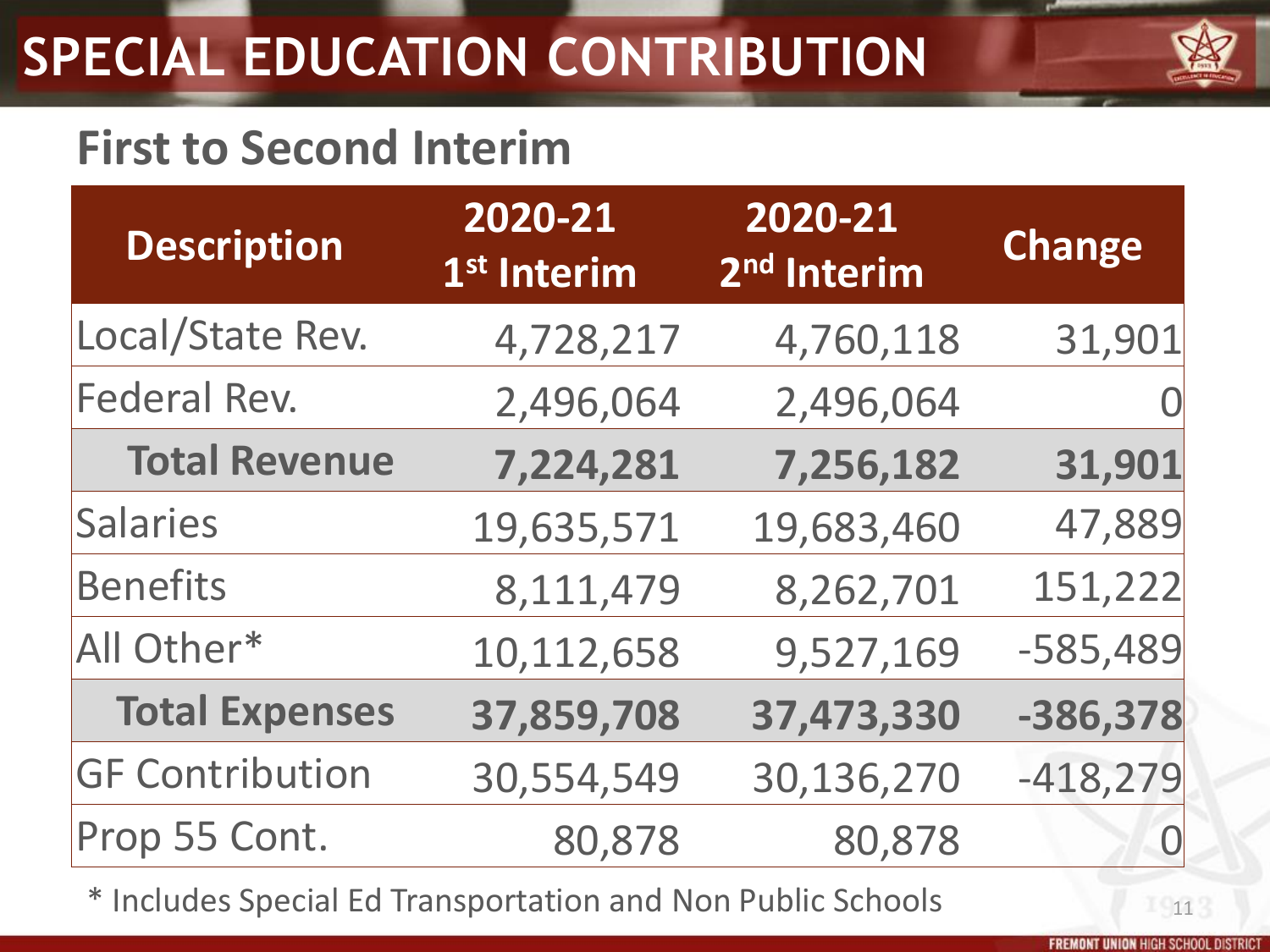# SPECIAL EDUCATION CONTRIBUTION

## First to Second Interim

| Description | 2020-21 1st Interim | 2020-21 2nd Interim | Change |
|---|---|---|---|
| Local/State Rev. | 4,728,217 | 4,760,118 | 31,901 |
| Federal Rev. | 2,496,064 | 2,496,064 | 0 |
| **Total Revenue** | **7,224,281** | **7,256,182** | **31,901** |
| Salaries | 19,635,571 | 19,683,460 | 47,889 |
| Benefits | 8,111,479 | 8,262,701 | 151,222 |
| All Other* | 10,112,658 | 9,527,169 | -585,489 |
| **Total Expenses** | **37,859,708** | **37,473,330** | **-386,378** |
| GF Contribution | 30,554,549 | 30,136,270 | -418,279 |
| Prop 55 Cont. | 80,878 | 80,878 | 0 |

* Includes Special Ed Transportation and Non Public Schools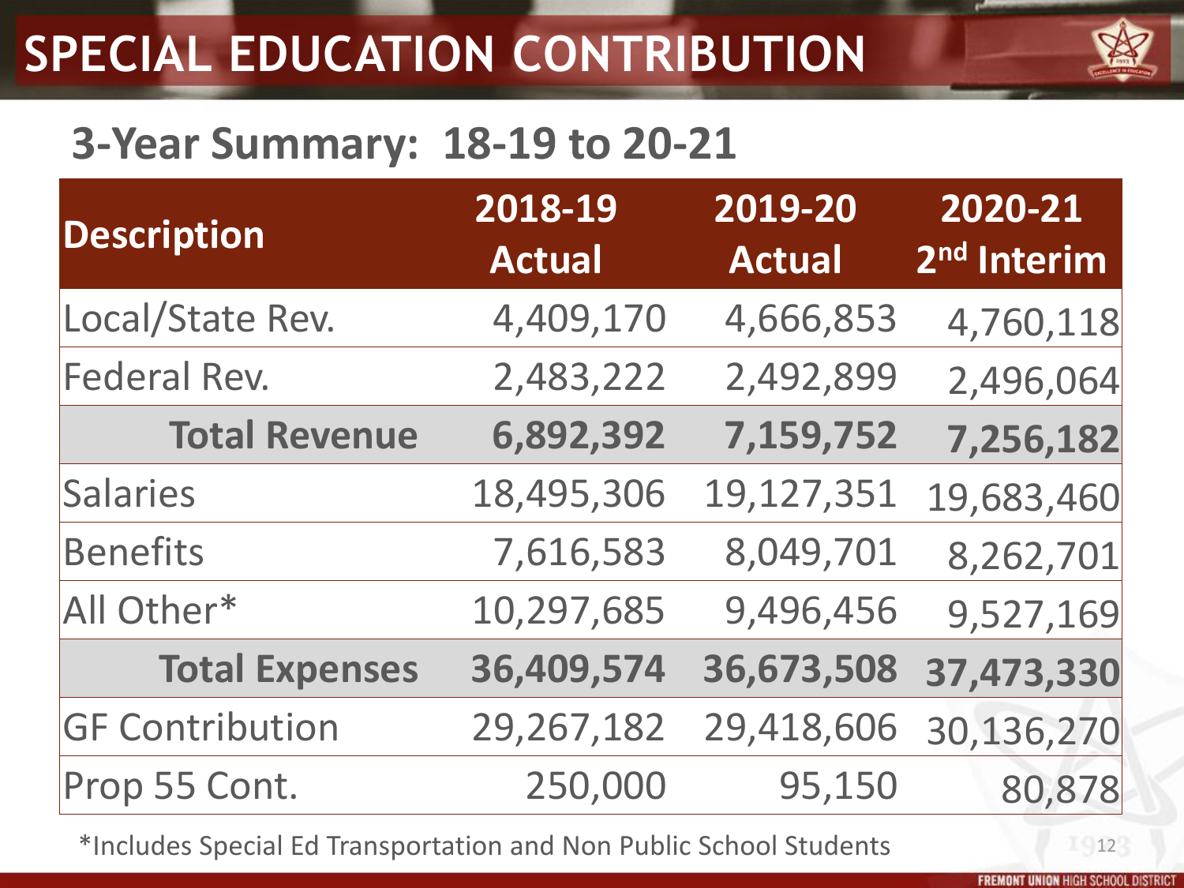# SPECIAL EDUCATION CONTRIBUTION

## 3-Year Summary: 18-19 to 20-21

| Description | 2018-19 Actual | 2019-20 Actual | 2020-21 2nd Interim |
|---|---|---|---|
| Local/State Rev. | 4,409,170 | 4,666,853 | 4,760,118 |
| Federal Rev. | 2,483,222 | 2,492,899 | 2,496,064 |
| **Total Revenue** | **6,892,392** | **7,159,752** | **7,256,182** |
| Salaries | 18,495,306 | 19,127,351 | 19,683,460 |
| Benefits | 7,616,583 | 8,049,701 | 8,262,701 |
| All Other* | 10,297,685 | 9,496,456 | 9,527,169 |
| **Total Expenses** | **36,409,574** | **36,673,508** | **37,473,330** |
| GF Contribution | 29,267,182 | 29,418,606 | 30,136,270 |
| Prop 55 Cont. | 250,000 | 95,150 | 80,878 |

*Includes Special Ed Transportation and Non Public School Students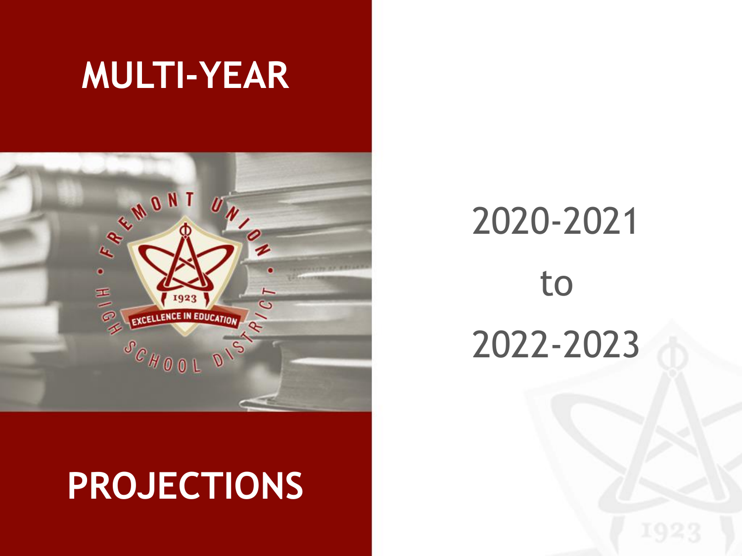# MULTI-YEAR PROJECTIONS

2020-2021

to

2022-2023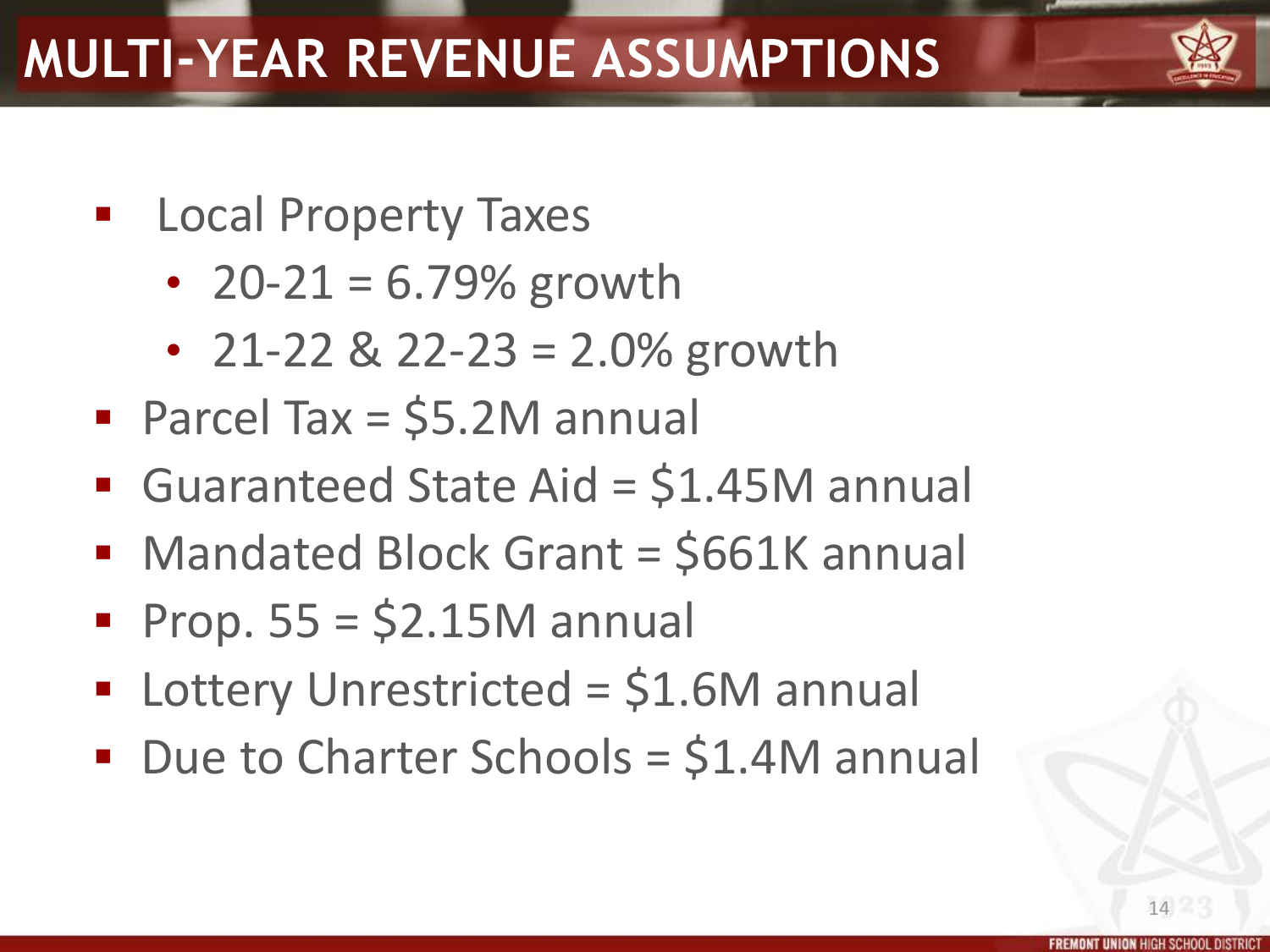# MULTI-YEAR REVENUE ASSUMPTIONS

- Local Property Taxes
  - 20-21 = 6.79% growth
  - 21-22 & 22-23 = 2.0% growth
- Parcel Tax = $5.2M annual
- Guaranteed State Aid = $1.45M annual
- Mandated Block Grant = $661K annual
- Prop. 55 = $2.15M annual
- Lottery Unrestricted = $1.6M annual
- Due to Charter Schools = $1.4M annual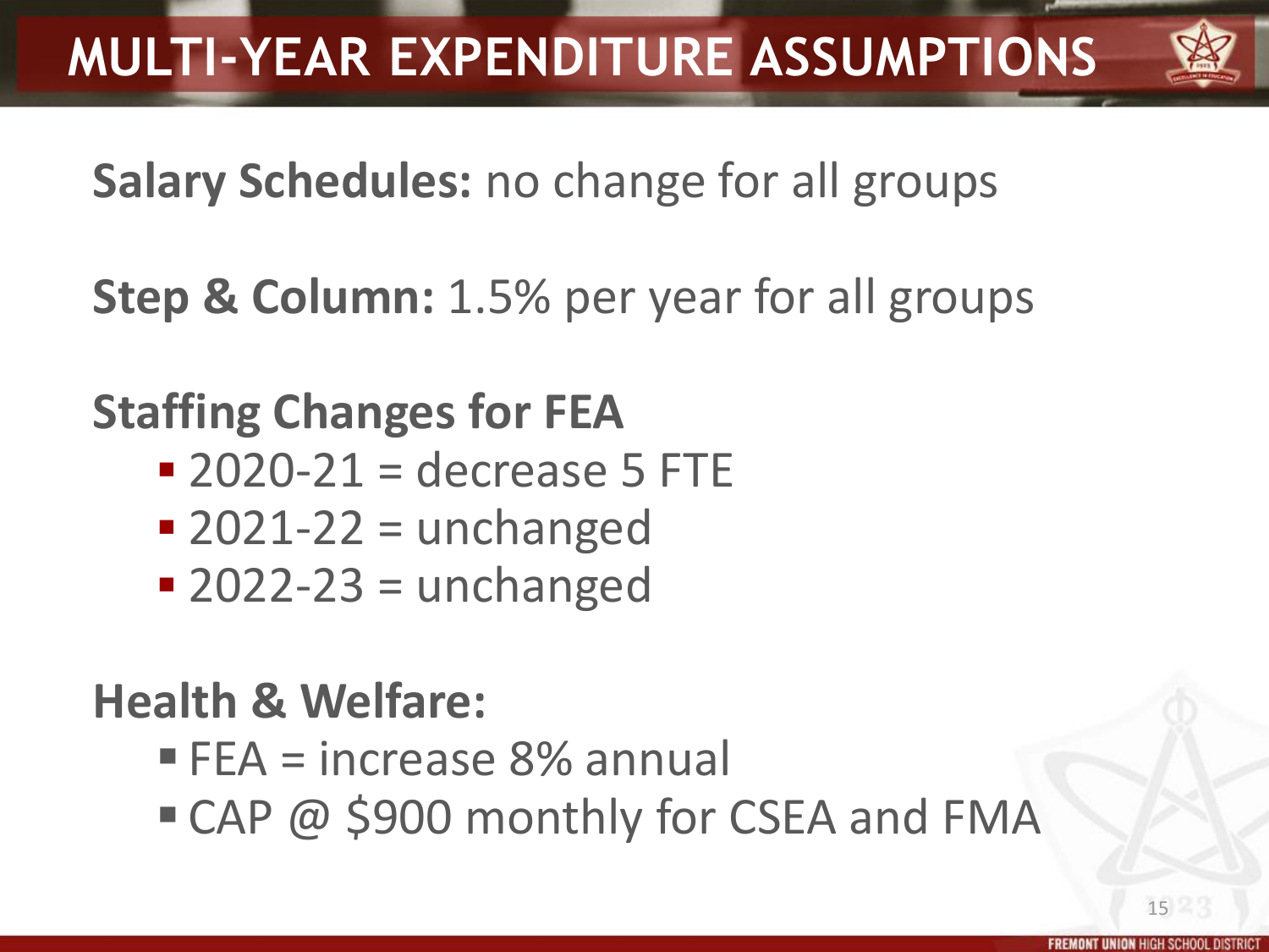# MULTI-YEAR EXPENDITURE ASSUMPTIONS

**Salary Schedules:** no change for all groups

**Step & Column:** 1.5% per year for all groups

**Staffing Changes for FEA**

- 2020-21 = decrease 5 FTE
- 2021-22 = unchanged
- 2022-23 = unchanged

**Health & Welfare:**

- FEA = increase 8% annual
- CAP @ $900 monthly for CSEA and FMA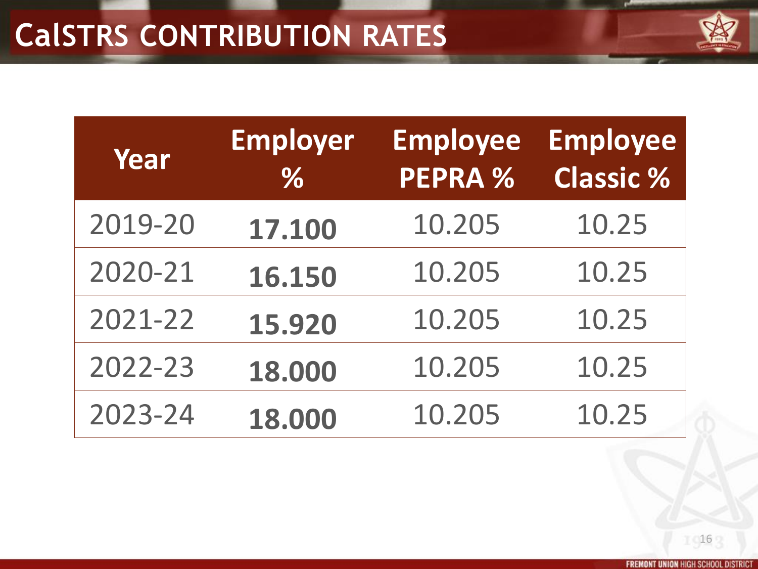# CalSTRS CONTRIBUTION RATES

| Year | Employer % | Employee PEPRA % | Employee Classic % |
|---|---|---|---|
| 2019-20 | **17.100** | 10.205 | 10.25 |
| 2020-21 | **16.150** | 10.205 | 10.25 |
| 2021-22 | **15.920** | 10.205 | 10.25 |
| 2022-23 | **18.000** | 10.205 | 10.25 |
| 2023-24 | **18.000** | 10.205 | 10.25 |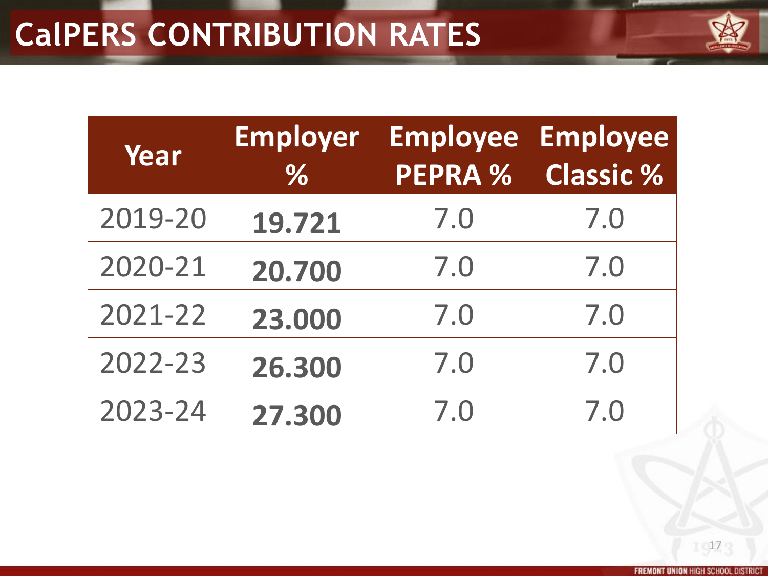# CalPERS CONTRIBUTION RATES

| Year | Employer % | Employee PEPRA % | Employee Classic % |
|---|---|---|---|
| 2019-20 | **19.721** | 7.0 | 7.0 |
| 2020-21 | **20.700** | 7.0 | 7.0 |
| 2021-22 | **23.000** | 7.0 | 7.0 |
| 2022-23 | **26.300** | 7.0 | 7.0 |
| 2023-24 | **27.300** | 7.0 | 7.0 |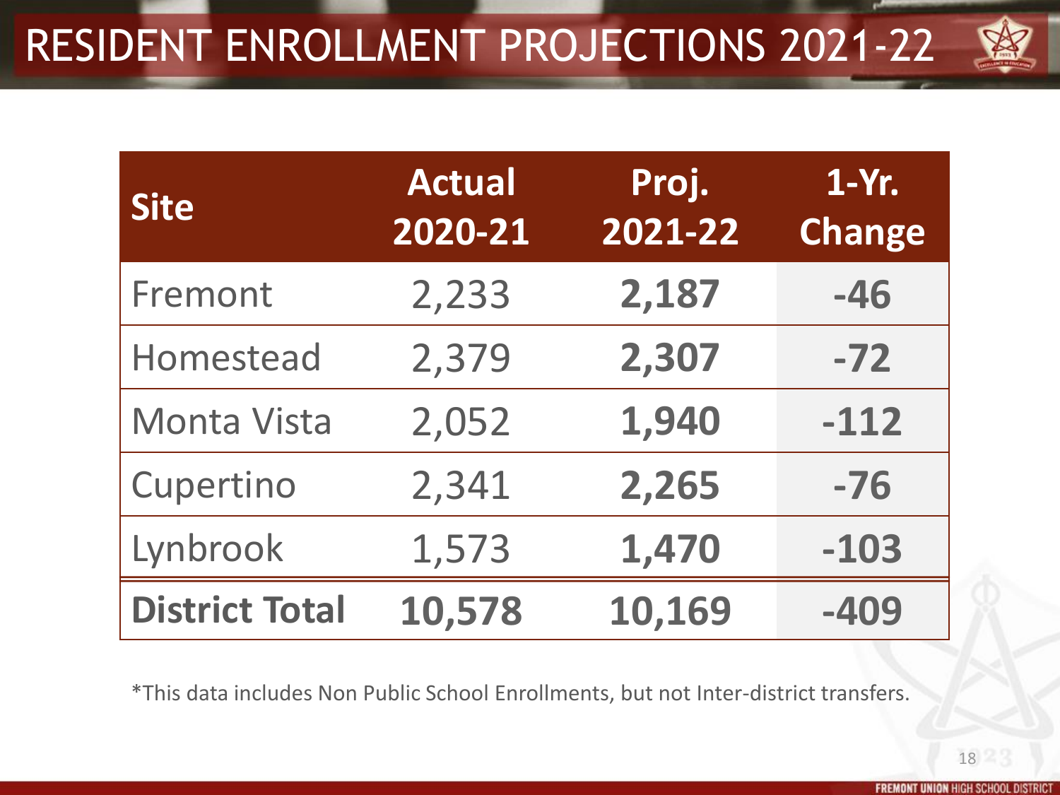# RESIDENT ENROLLMENT PROJECTIONS 2021-22

| Site | Actual 2020-21 | Proj. 2021-22 | 1-Yr. Change |
|---|---|---|---|
| Fremont | 2,233 | **2,187** | **-46** |
| Homestead | 2,379 | **2,307** | **-72** |
| Monta Vista | 2,052 | **1,940** | **-112** |
| Cupertino | 2,341 | **2,265** | **-76** |
| Lynbrook | 1,573 | **1,470** | **-103** |
| **District Total** | **10,578** | **10,169** | **-409** |

*This data includes Non Public School Enrollments, but not Inter-district transfers.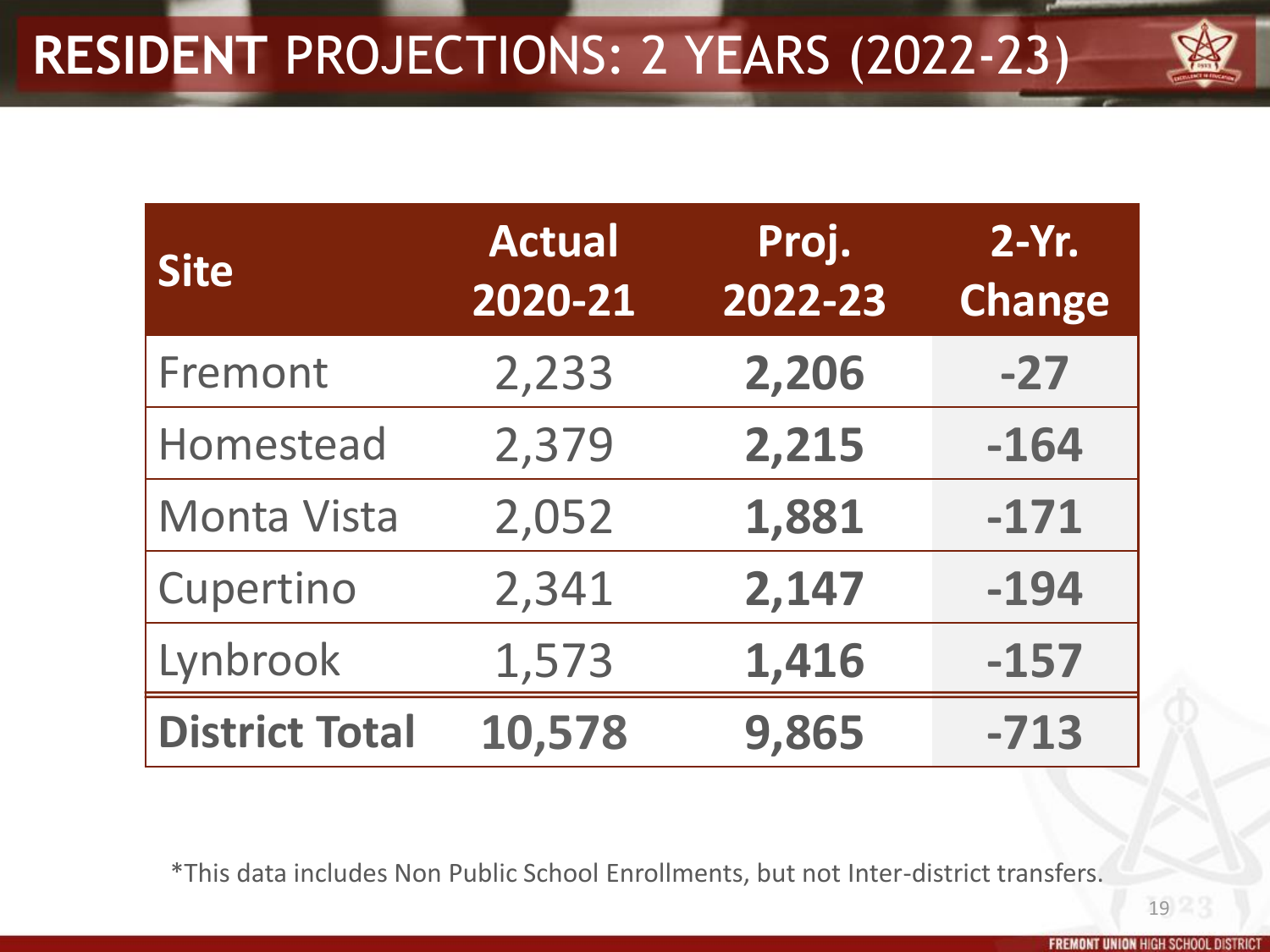# **RESIDENT** PROJECTIONS: 2 YEARS (2022-23)

| **Site** | **Actual 2020-21** | **Proj. 2022-23** | **2-Yr. Change** |
|---|---|---|---|
| Fremont | 2,233 | **2,206** | **-27** |
| Homestead | 2,379 | **2,215** | **-164** |
| Monta Vista | 2,052 | **1,881** | **-171** |
| Cupertino | 2,341 | **2,147** | **-194** |
| Lynbrook | 1,573 | **1,416** | **-157** |
| **District Total** | **10,578** | **9,865** | **-713** |

*This data includes Non Public School Enrollments, but not Inter-district transfers.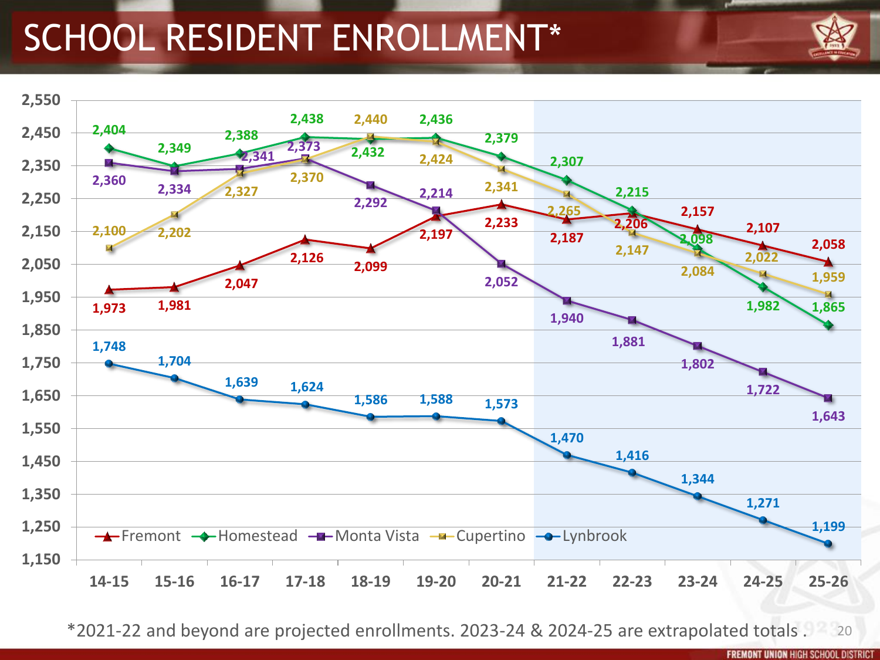# SCHOOL RESIDENT ENROLLMENT*

| School | 14-15 | 15-16 | 16-17 | 17-18 | 18-19 | 19-20 | 20-21 | 21-22 | 22-23 | 23-24 | 24-25 | 25-26 |
|---|---|---|---|---|---|---|---|---|---|---|---|---|
| Fremont | 1,973 | 1,981 | 2,047 | 2,126 | 2,099 | 2,197 | 2,233 | 2,187 | 2,206 | 2,157 | 2,107 | 2,058 |
| Homestead | 2,404 | 2,349 | 2,388 | 2,438 | 2,432 | 2,436 | 2,379 | 2,307 | 2,215 | 2,098 | 1,982 | 1,865 |
| Monta Vista | 2,360 | 2,334 | 2,341 | 2,373 | 2,292 | 2,214 | 2,052 | 1,940 | 1,881 | 1,802 | 1,722 | 1,643 |
| Cupertino | 2,100 | 2,202 | 2,327 | 2,370 | 2,440 | 2,424 | 2,341 | 2,265 | 2,147 | 2,084 | 2,022 | 1,959 |
| Lynbrook | 1,748 | 1,704 | 1,639 | 1,624 | 1,586 | 1,588 | 1,573 | 1,470 | 1,416 | 1,344 | 1,271 | 1,199 |

*2021-22 and beyond are projected enrollments. 2023-24 & 2024-25 are extrapolated totals .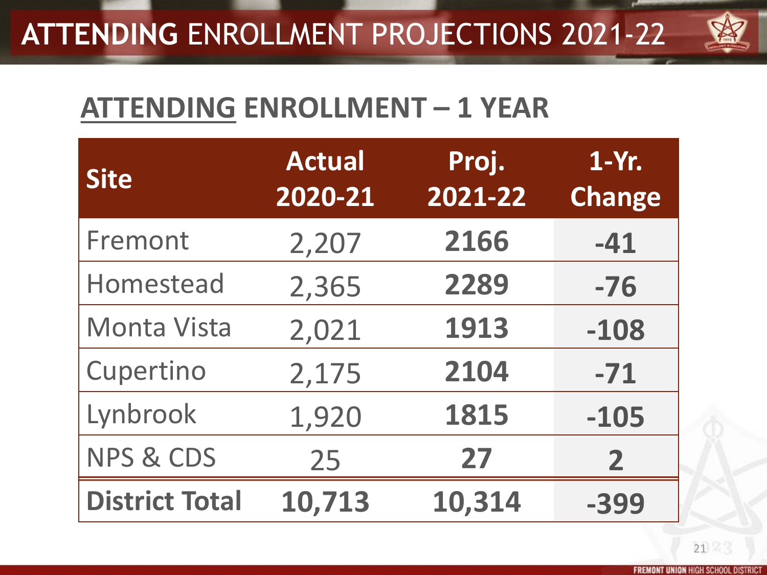# ATTENDING ENROLLMENT PROJECTIONS 2021-22

## ATTENDING ENROLLMENT – 1 YEAR

| Site | Actual 2020-21 | Proj. 2021-22 | 1-Yr. Change |
|---|---|---|---|
| Fremont | 2,207 | **2166** | **-41** |
| Homestead | 2,365 | **2289** | **-76** |
| Monta Vista | 2,021 | **1913** | **-108** |
| Cupertino | 2,175 | **2104** | **-71** |
| Lynbrook | 1,920 | **1815** | **-105** |
| NPS & CDS | 25 | **27** | **2** |
| **District Total** | **10,713** | **10,314** | **-399** |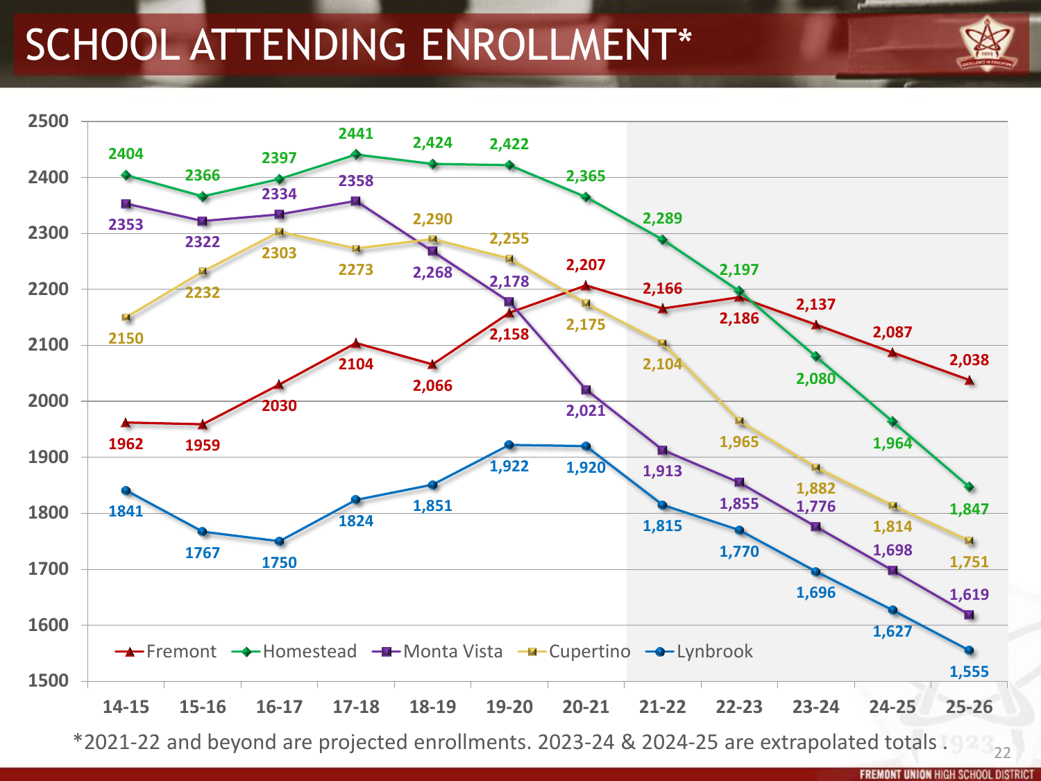# SCHOOL ATTENDING ENROLLMENT*

| Year | Fremont | Homestead | Monta Vista | Cupertino | Lynbrook |
|---|---|---|---|---|---|
| 14-15 | 1962 | 2404 | 2353 | 2150 | 1841 |
| 15-16 | 1959 | 2366 | 2322 | 2232 | 1767 |
| 16-17 | 2030 | 2397 | 2334 | 2303 | 1750 |
| 17-18 | 2104 | 2441 | 2358 | 2273 | 1824 |
| 18-19 | 2,066 | 2,424 | 2,268 | 2,290 | 1,851 |
| 19-20 | 2,158 | 2,422 | 2,178 | 2,255 | 1,922 |
| 20-21 | 2,207 | 2,365 | 2,021 | 2,175 | 1,920 |
| 21-22 | 2,166 | 2,289 | 1,913 | 2,104 | 1,815 |
| 22-23 | 2,186 | 2,197 | 1,855 | 1,965 | 1,770 |
| 23-24 | 2,137 | 2,080 | 1,776 | 1,882 | 1,696 |
| 24-25 | 2,087 | 1,964 | 1,698 | 1,814 | 1,627 |
| 25-26 | 2,038 | 1,847 | 1,619 | 1,751 | 1,555 |

*2021-22 and beyond are projected enrollments. 2023-24 & 2024-25 are extrapolated totals .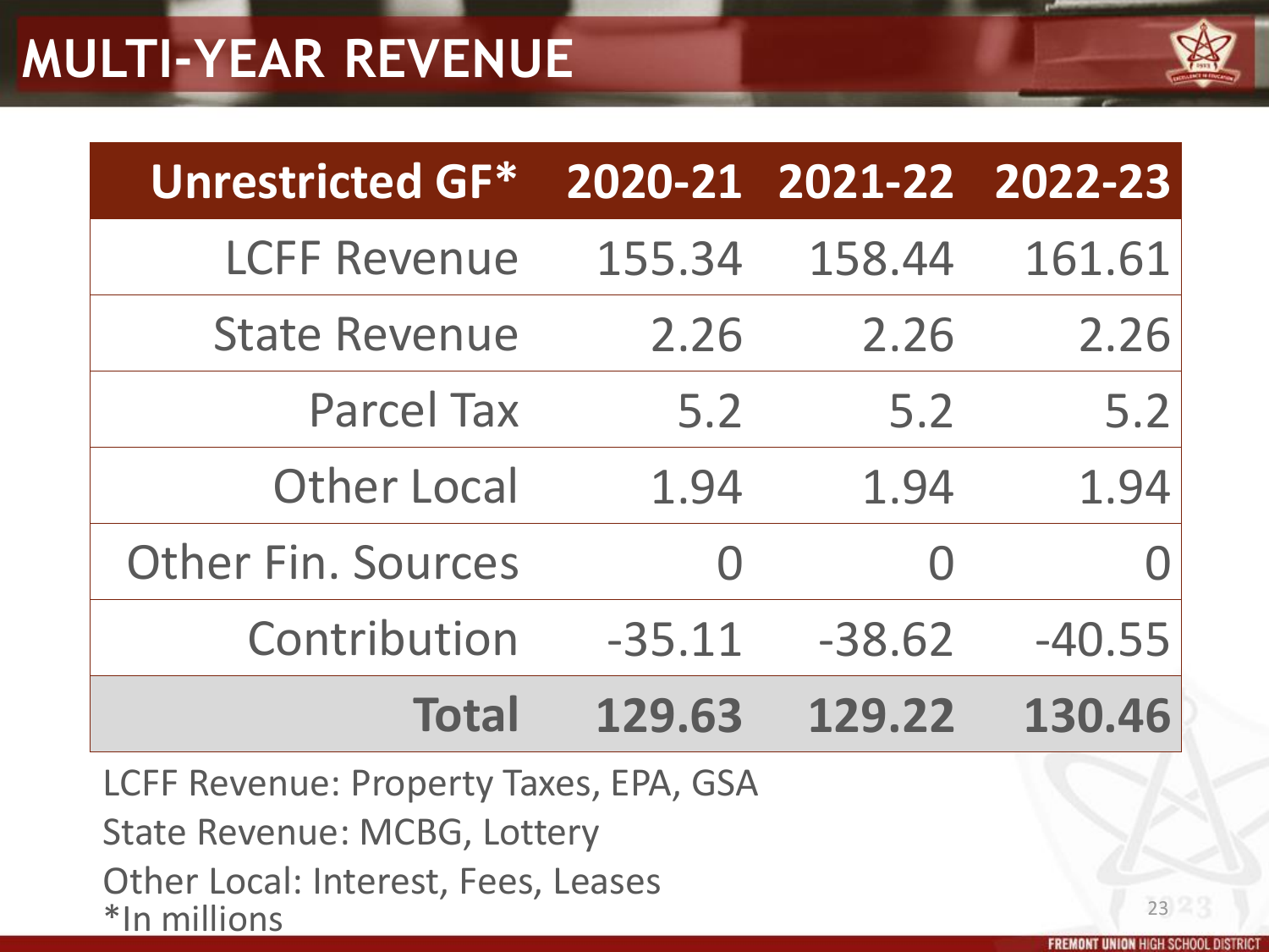# MULTI-YEAR REVENUE

| Unrestricted GF* | 2020-21 | 2021-22 | 2022-23 |
|---|---|---|---|
| LCFF Revenue | 155.34 | 158.44 | 161.61 |
| State Revenue | 2.26 | 2.26 | 2.26 |
| Parcel Tax | 5.2 | 5.2 | 5.2 |
| Other Local | 1.94 | 1.94 | 1.94 |
| Other Fin. Sources | 0 | 0 | 0 |
| Contribution | -35.11 | -38.62 | -40.55 |
| **Total** | **129.63** | **129.22** | **130.46** |

LCFF Revenue: Property Taxes, EPA, GSA

State Revenue: MCBG, Lottery

Other Local: Interest, Fees, Leases

*In millions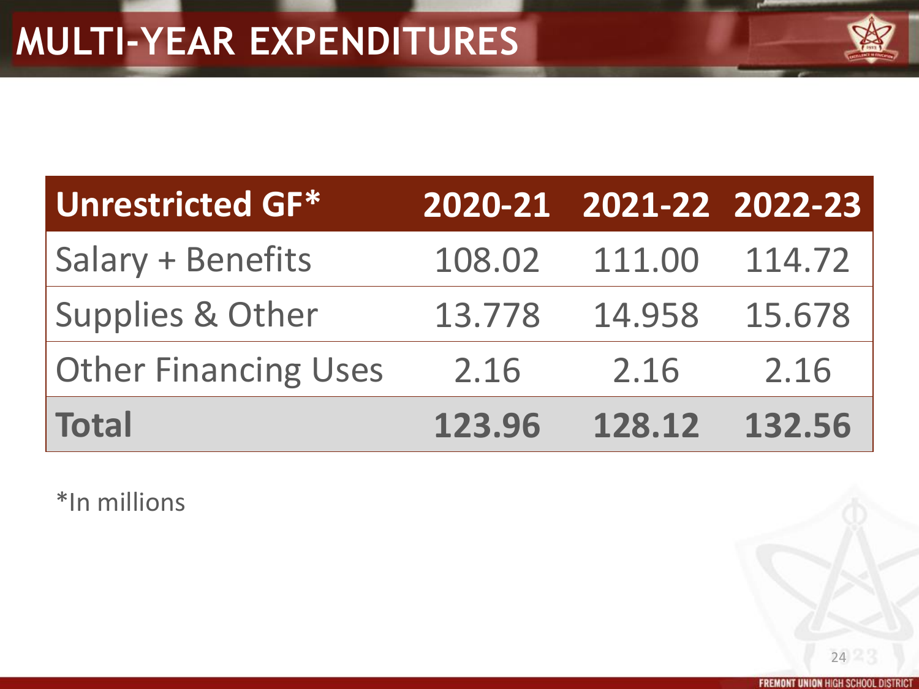# MULTI-YEAR EXPENDITURES

| Unrestricted GF* | 2020-21 | 2021-22 | 2022-23 |
|---|---|---|---|
| Salary + Benefits | 108.02 | 111.00 | 114.72 |
| Supplies & Other | 13.778 | 14.958 | 15.678 |
| Other Financing Uses | 2.16 | 2.16 | 2.16 |
| **Total** | **123.96** | **128.12** | **132.56** |

*In millions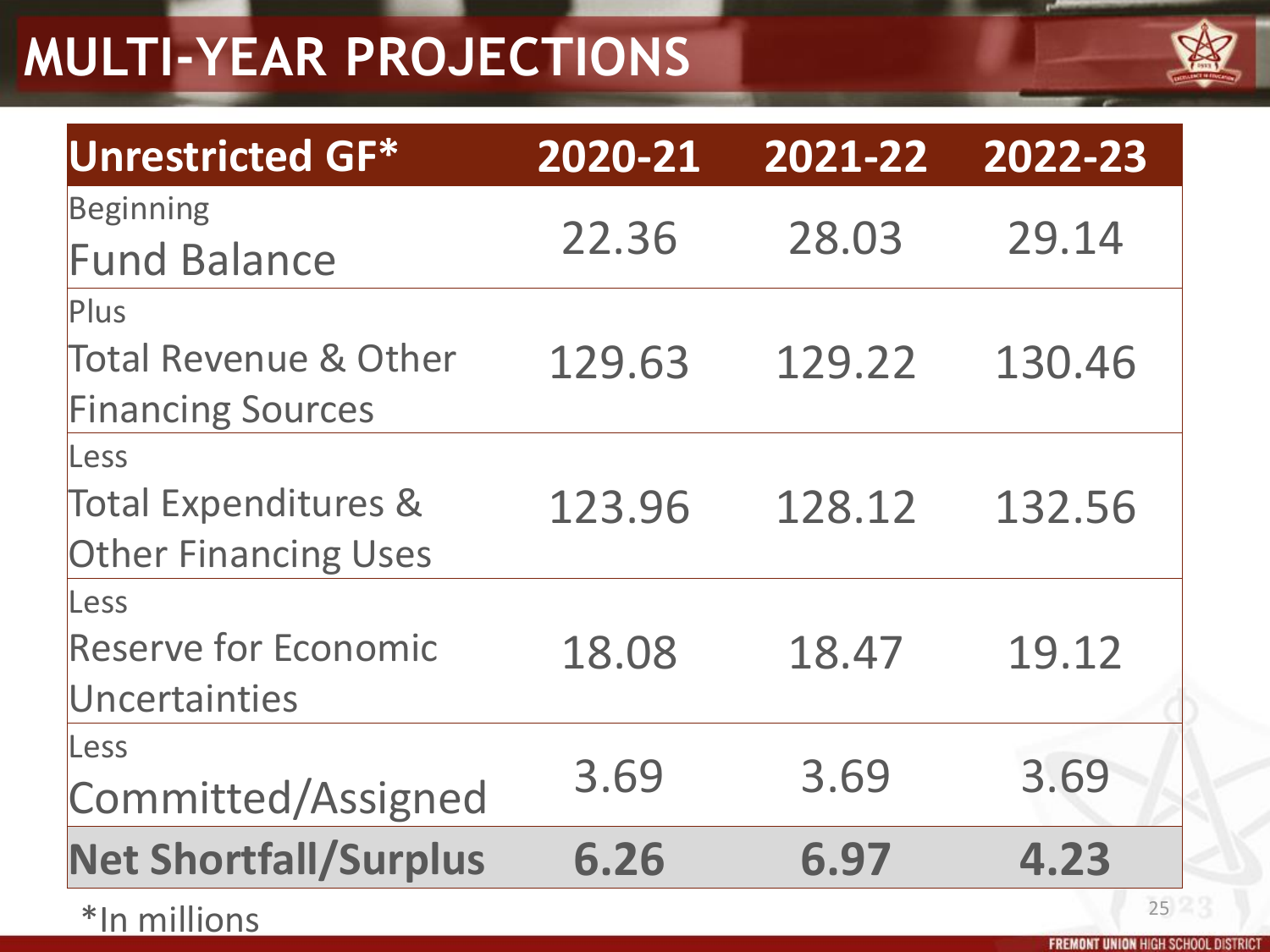# MULTI-YEAR PROJECTIONS

| Unrestricted GF* | 2020-21 | 2021-22 | 2022-23 |
|---|---|---|---|
| Beginning Fund Balance | 22.36 | 28.03 | 29.14 |
| Plus Total Revenue & Other Financing Sources | 129.63 | 129.22 | 130.46 |
| Less Total Expenditures & Other Financing Uses | 123.96 | 128.12 | 132.56 |
| Less Reserve for Economic Uncertainties | 18.08 | 18.47 | 19.12 |
| Less Committed/Assigned | 3.69 | 3.69 | 3.69 |
| **Net Shortfall/Surplus** | **6.26** | **6.97** | **4.23** |

*In millions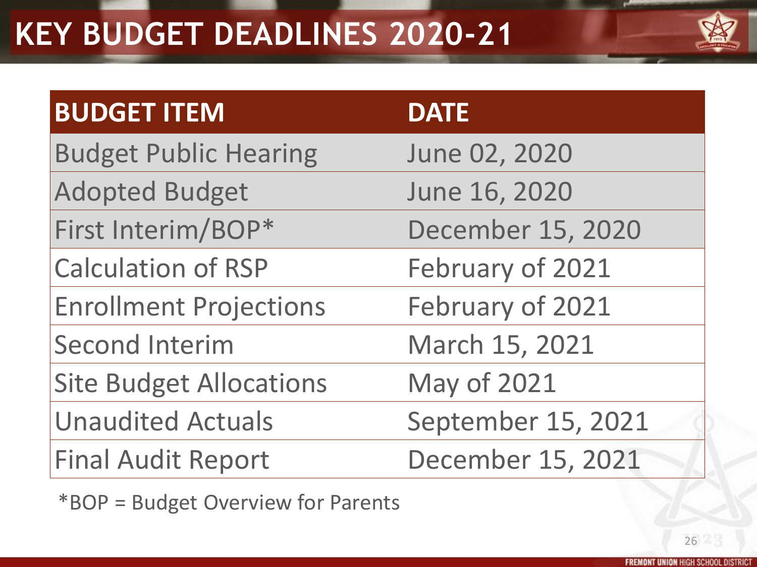# KEY BUDGET DEADLINES 2020-21

| BUDGET ITEM | DATE |
| --- | --- |
| Budget Public Hearing | June 02, 2020 |
| Adopted Budget | June 16, 2020 |
| First Interim/BOP* | December 15, 2020 |
| Calculation of RSP | February of 2021 |
| Enrollment Projections | February of 2021 |
| Second Interim | March 15, 2021 |
| Site Budget Allocations | May of 2021 |
| Unaudited Actuals | September 15, 2021 |
| Final Audit Report | December 15, 2021 |

*BOP = Budget Overview for Parents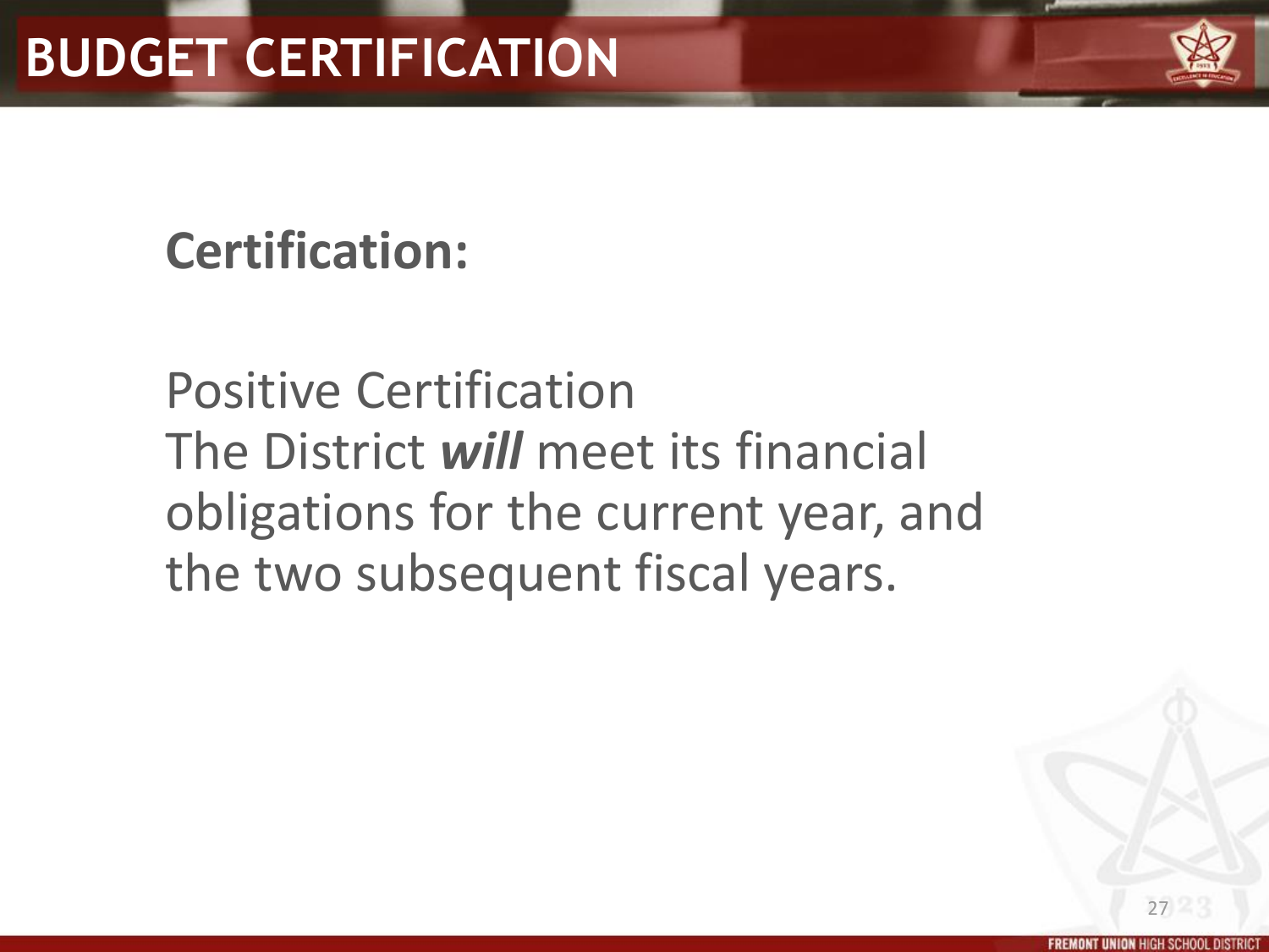# BUDGET CERTIFICATION

**Certification:**

Positive Certification
The District ***will*** meet its financial obligations for the current year, and the two subsequent fiscal years.